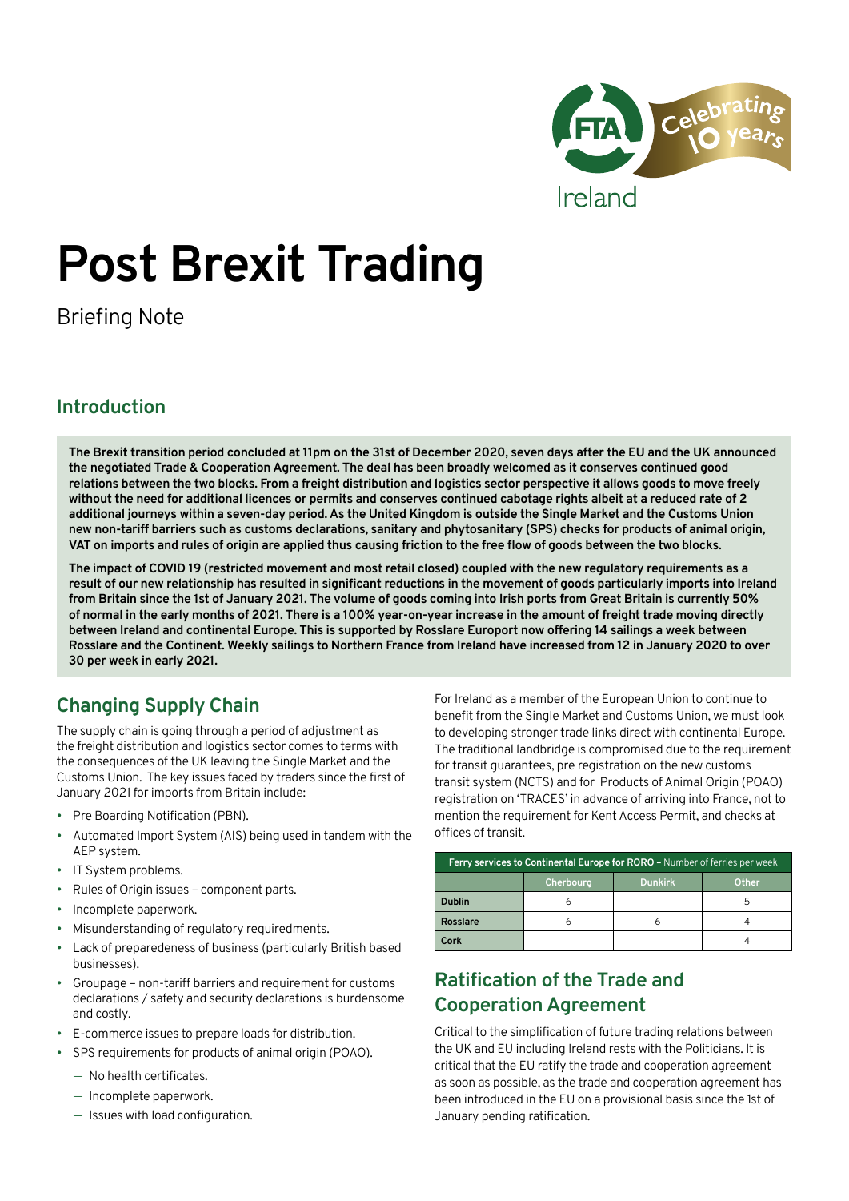# Post Brexit Trading

Briefing Note

## Introduction

**The Brexit transition period concluded at 11pm on the 31st of December 2020, seven days after the EU and the UK announced the negotiated Trade & Cooperation Agreement. The deal has been broadly welcomed as it conserves continued good relations between the two blocks. From a freight distribution and logistics sector perspective it allows goods to move freely without the need for additional licences or permits and conserves continued cabotage rights albeit at a reduced rate of 2 additional journeys within a seven-day period. As the United Kingdom is outside the Single Market and the Customs Union new non-tariff barriers such as customs declarations, sanitary and phytosanitary (SPS) checks for products of animal origin, VAT on imports and rules of origin are applied thus causing friction to the free flow of goods between the two blocks.**

**The impact of COVID 19 (restricted movement and most retail closed) coupled with the new regulatory requirements as a result of our new relationship has resulted in significant reductions in the movement of goods particularly imports into Ireland from Britain since the 1st of January 2021. The volume of goods coming into Irish ports from Great Britain is currently 50% of normal in the early months of 2021. There is a 100% year-on-year increase in the amount of freight trade moving directly between Ireland and continental Europe. This is supported by Rosslare Europort now offering 14 sailings a week between Rosslare and the Continent. Weekly sailings to Northern France from Ireland have increased from 12 in January 2020 to over 30 per week in early 2021.**

## Changing Supply Chain

The supply chain is going through a period of adjustment as the freight distribution and logistics sector comes to terms with the consequences of the UK leaving the Single Market and the Customs Union. The key issues faced by traders since the first of January 2021 for imports from Britain include:

- Pre Boarding Notification (PBN).
- Automated Import System (AIS) being used in tandem with the AEP system.
- IT System problems.
- Rules of Origin issues – component parts.
- Incomplete paperwork.
- Misunderstanding of regulatory requiredments.
- Lack of preparedeness of business (particularly British based businesses).
- Groupage – non-tariff barriers and requirement for customs declarations / safety and security declarations is burdensome and costly.
- E-commerce issues to prepare loads for distribution.
- SPS requirements for products of animal origin (POAO).
  - No health certificates.
  - Incomplete paperwork.
  - Issues with load configuration.

For Ireland as a member of the European Union to continue to benefit from the Single Market and Customs Union, we must look to developing stronger trade links direct with continental Europe. The traditional landbridge is compromised due to the requirement for transit guarantees, pre registration on the new customs transit system (NCTS) and for Products of Animal Origin (POAO) registration on 'TRACES' in advance of arriving into France, not to mention the requirement for Kent Access Permit, and checks at offices of transit.

| Ferry services to Continental Europe for RORO – Number of ferries per week | | | |
|---|---|---|---|
| | Cherbourg | Dunkirk | Other |
| Dublin | 6 | | 5 |
| Rosslare | 6 | 6 | 4 |
| Cork | | | 4 |

## Ratification of the Trade and Cooperation Agreement

Critical to the simplification of future trading relations between the UK and EU including Ireland rests with the Politicians. It is critical that the EU ratify the trade and cooperation agreement as soon as possible, as the trade and cooperation agreement has been introduced in the EU on a provisional basis since the 1st of January pending ratification.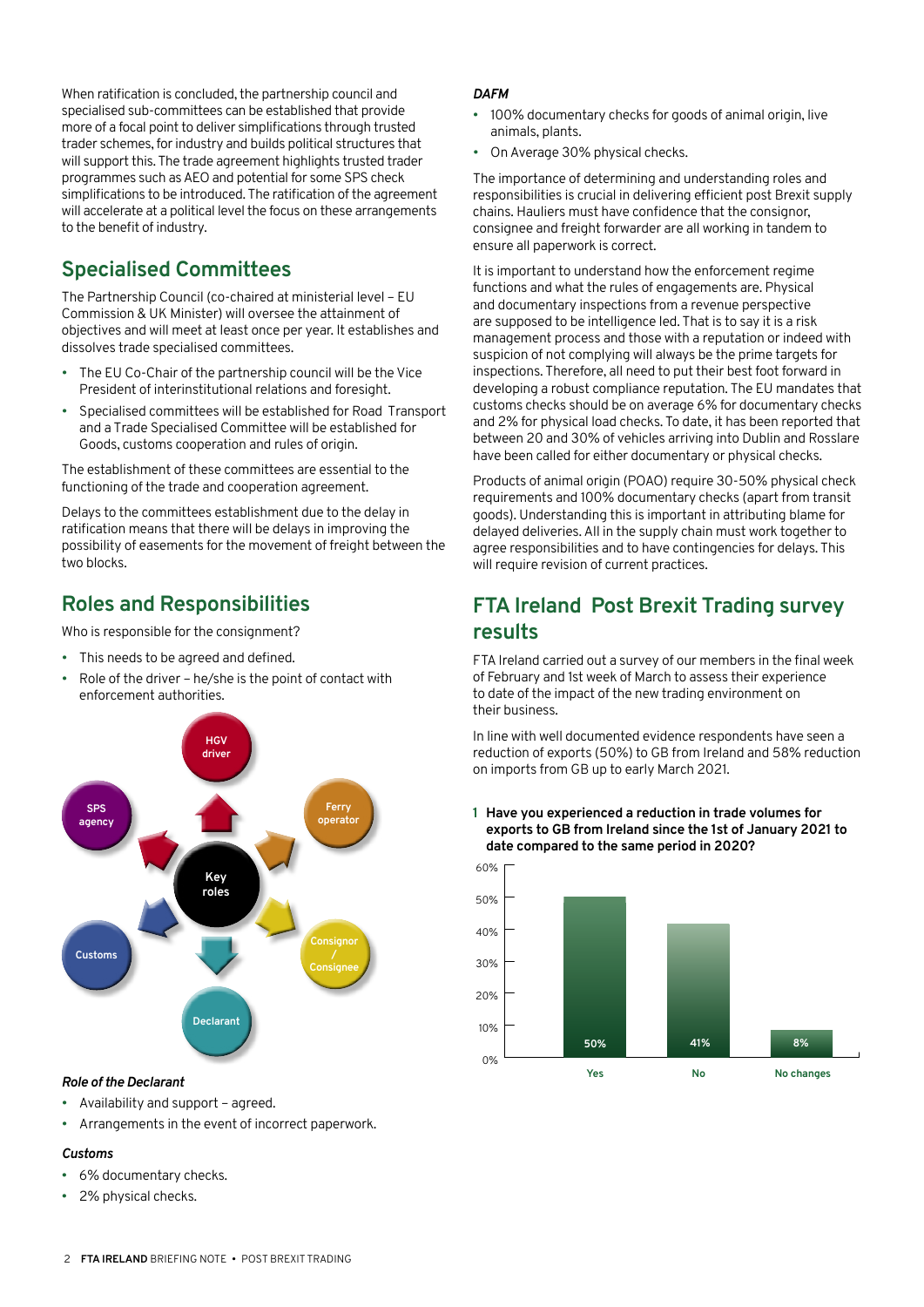When ratification is concluded, the partnership council and specialised sub-committees can be established that provide more of a focal point to deliver simplifications through trusted trader schemes, for industry and builds political structures that will support this. The trade agreement highlights trusted trader programmes such as AEO and potential for some SPS check simplifications to be introduced. The ratification of the agreement will accelerate at a political level the focus on these arrangements to the benefit of industry.

## Specialised Committees

The Partnership Council (co-chaired at ministerial level – EU Commission & UK Minister) will oversee the attainment of objectives and will meet at least once per year. It establishes and dissolves trade specialised committees.

- The EU Co-Chair of the partnership council will be the Vice President of interinstitutional relations and foresight.
- Specialised committees will be established for Road Transport and a Trade Specialised Committee will be established for Goods, customs cooperation and rules of origin.

The establishment of these committees are essential to the functioning of the trade and cooperation agreement.

Delays to the committees establishment due to the delay in ratification means that there will be delays in improving the possibility of easements for the movement of freight between the two blocks.

## Roles and Responsibilities

Who is responsible for the consignment?

- This needs to be agreed and defined.
- Role of the driver – he/she is the point of contact with enforcement authorities.

Key roles: HGV driver, Ferry operator, Consignor / Consignee, Declarant, Customs, SPS agency

*Role of the Declarant*

- Availability and support – agreed.
- Arrangements in the event of incorrect paperwork.

*Customs*

- 6% documentary checks.
- 2% physical checks.

*DAFM*

- 100% documentary checks for goods of animal origin, live animals, plants.
- On Average 30% physical checks.

The importance of determining and understanding roles and responsibilities is crucial in delivering efficient post Brexit supply chains. Hauliers must have confidence that the consignor, consignee and freight forwarder are all working in tandem to ensure all paperwork is correct.

It is important to understand how the enforcement regime functions and what the rules of engagements are. Physical and documentary inspections from a revenue perspective are supposed to be intelligence led. That is to say it is a risk management process and those with a reputation or indeed with suspicion of not complying will always be the prime targets for inspections. Therefore, all need to put their best foot forward in developing a robust compliance reputation. The EU mandates that customs checks should be on average 6% for documentary checks and 2% for physical load checks. To date, it has been reported that between 20 and 30% of vehicles arriving into Dublin and Rosslare have been called for either documentary or physical checks.

Products of animal origin (POAO) require 30-50% physical check requirements and 100% documentary checks (apart from transit goods). Understanding this is important in attributing blame for delayed deliveries. All in the supply chain must work together to agree responsibilities and to have contingencies for delays. This will require revision of current practices.

## FTA Ireland Post Brexit Trading survey results

FTA Ireland carried out a survey of our members in the final week of February and 1st week of March to assess their experience to date of the impact of the new trading environment on their business.

In line with well documented evidence respondents have seen a reduction of exports (50%) to GB from Ireland and 58% reduction on imports from GB up to early March 2021.

**1 Have you experienced a reduction in trade volumes for exports to GB from Ireland since the 1st of January 2021 to date compared to the same period in 2020?**

| Response | % |
| --- | --- |
| Yes | 50% |
| No | 41% |
| No changes | 8% |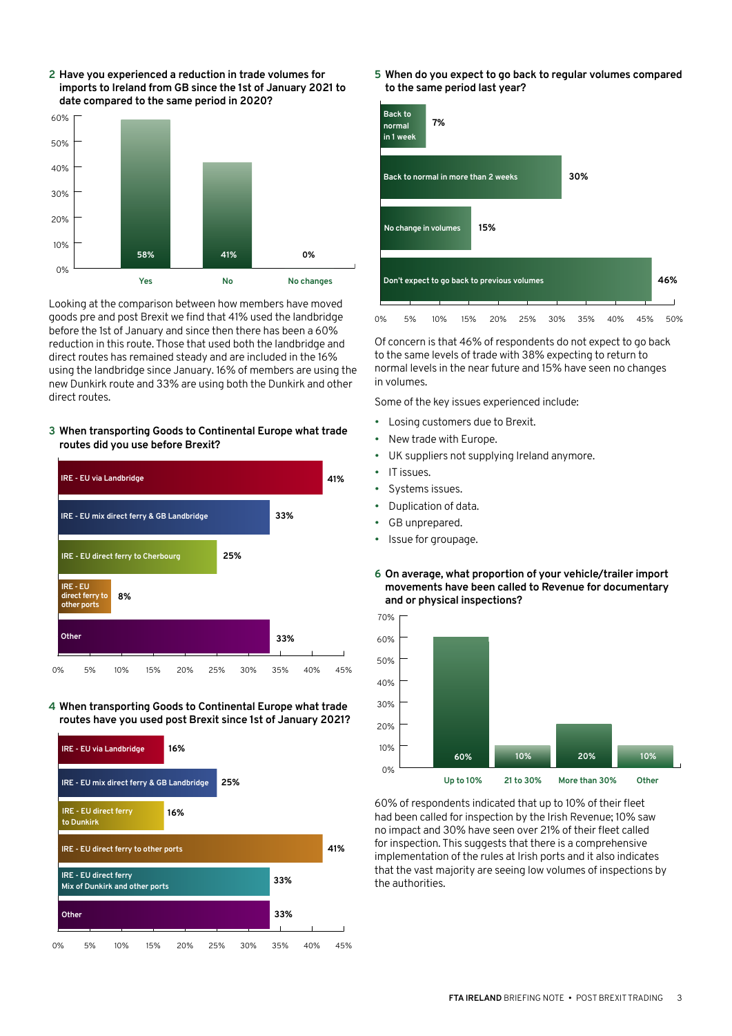**2 Have you experienced a reduction in trade volumes for imports to Ireland from GB since the 1st of January 2021 to date compared to the same period in 2020?**

| Response | % |
|---|---|
| Yes | 58% |
| No | 41% |
| No changes | 0% |

Looking at the comparison between how members have moved goods pre and post Brexit we find that 41% used the landbridge before the 1st of January and since then there has been a 60% reduction in this route. Those that used both the landbridge and direct routes has remained steady and are included in the 16% using the landbridge since January. 16% of members are using the new Dunkirk route and 33% are using both the Dunkirk and other direct routes.

**3 When transporting Goods to Continental Europe what trade routes did you use before Brexit?**

| Route | % |
|---|---|
| IRE - EU via Landbridge | 41% |
| IRE - EU mix direct ferry & GB Landbridge | 33% |
| IRE - EU direct ferry to Cherbourg | 25% |
| IRE - EU direct ferry to other ports | 8% |
| Other | 33% |

**4 When transporting Goods to Continental Europe what trade routes have you used post Brexit since 1st of January 2021?**

| Route | % |
|---|---|
| IRE - EU via Landbridge | 16% |
| IRE - EU mix direct ferry & GB Landbridge | 25% |
| IRE - EU direct ferry to Dunkirk | 16% |
| IRE - EU direct ferry to other ports | 41% |
| IRE - EU direct ferry Mix of Dunkirk and other ports | 33% |
| Other | 33% |

**5 When do you expect to go back to regular volumes compared to the same period last year?**

| Response | % |
|---|---|
| Back to normal in 1 week | 7% |
| Back to normal in more than 2 weeks | 30% |
| No change in volumes | 15% |
| Don't expect to go back to previous volumes | 46% |

Of concern is that 46% of respondents do not expect to go back to the same levels of trade with 38% expecting to return to normal levels in the near future and 15% have seen no changes in volumes.

Some of the key issues experienced include:

- Losing customers due to Brexit.
- New trade with Europe.
- UK suppliers not supplying Ireland anymore.
- IT issues.
- Systems issues.
- Duplication of data.
- GB unprepared.
- Issue for groupage.

**6 On average, what proportion of your vehicle/trailer import movements have been called to Revenue for documentary and or physical inspections?**

| Response | % |
|---|---|
| Up to 10% | 60% |
| 21 to 30% | 10% |
| More than 30% | 20% |
| Other | 10% |

60% of respondents indicated that up to 10% of their fleet had been called for inspection by the Irish Revenue; 10% saw no impact and 30% have seen over 21% of their fleet called for inspection. This suggests that there is a comprehensive implementation of the rules at Irish ports and it also indicates that the vast majority are seeing low volumes of inspections by the authorities.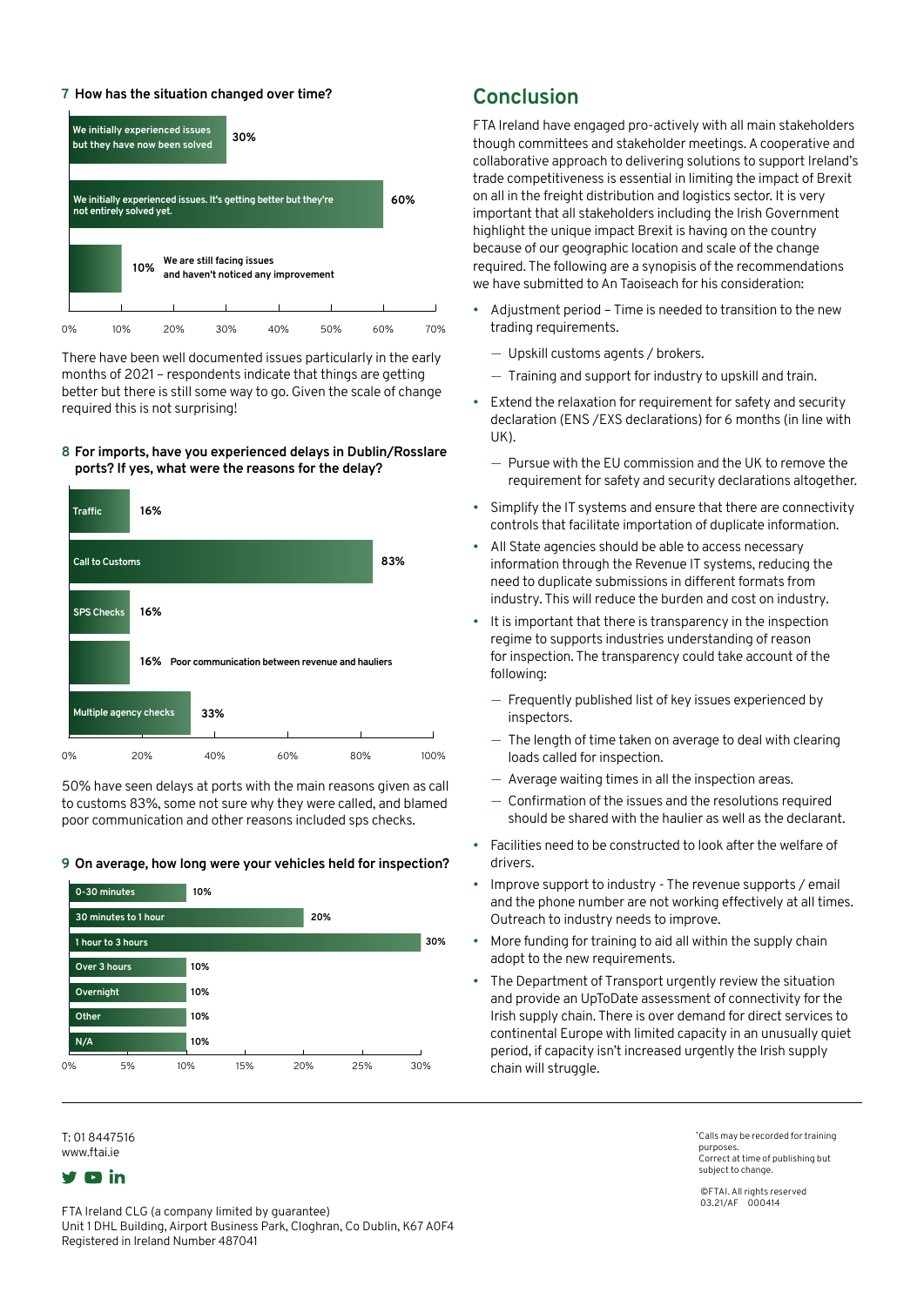**7 How has the situation changed over time?**

We initially experienced issues but they have now been solved 30%

We initially experienced issues. It's getting better but they're not entirely solved yet. 60%

10% We are still facing issues and haven't noticed any improvement

0% 10% 20% 30% 40% 50% 60% 70%

There have been well documented issues particularly in the early months of 2021 – respondents indicate that things are getting better but there is still some way to go. Given the scale of change required this is not surprising!

**8 For imports, have you experienced delays in Dublin/Rosslare ports? If yes, what were the reasons for the delay?**

Traffic 16%

Call to Customs 83%

SPS Checks 16%

16% Poor communication between revenue and hauliers

Multiple agency checks 33%

0% 20% 40% 60% 80% 100%

50% have seen delays at ports with the main reasons given as call to customs 83%, some not sure why they were called, and blamed poor communication and other reasons included sps checks.

**9 On average, how long were your vehicles held for inspection?**

0-30 minutes 10%

30 minutes to 1 hour 20%

1 hour to 3 hours 30%

Over 3 hours 10%

Overnight 10%

Other 10%

N/A 10%

0% 5% 10% 15% 20% 25% 30%

## Conclusion

FTA Ireland have engaged pro-actively with all main stakeholders though committees and stakeholder meetings. A cooperative and collaborative approach to delivering solutions to support Ireland's trade competitiveness is essential in limiting the impact of Brexit on all in the freight distribution and logistics sector. It is very important that all stakeholders including the Irish Government highlight the unique impact Brexit is having on the country because of our geographic location and scale of the change required. The following are a synopsis of the recommendations we have submitted to An Taoiseach for his consideration:

- Adjustment period – Time is needed to transition to the new trading requirements.
  - Upskill customs agents / brokers.
  - Training and support for industry to upskill and train.
- Extend the relaxation for requirement for safety and security declaration (ENS /EXS declarations) for 6 months (in line with UK).
  - Pursue with the EU commission and the UK to remove the requirement for safety and security declarations altogether.
- Simplify the IT systems and ensure that there are connectivity controls that facilitate importation of duplicate information.
- All State agencies should be able to access necessary information through the Revenue IT systems, reducing the need to duplicate submissions in different formats from industry. This will reduce the burden and cost on industry.
- It is important that there is transparency in the inspection regime to supports industries understanding of reason for inspection. The transparency could take account of the following:
  - Frequently published list of key issues experienced by inspectors.
  - The length of time taken on average to deal with clearing loads called for inspection.
  - Average waiting times in all the inspection areas.
  - Confirmation of the issues and the resolutions required should be shared with the haulier as well as the declarant.
- Facilities need to be constructed to look after the welfare of drivers.
- Improve support to industry - The revenue supports / email and the phone number are not working effectively at all times. Outreach to industry needs to improve.
- More funding for training to aid all within the supply chain adopt to the new requirements.
- The Department of Transport urgently review the situation and provide an UpToDate assessment of connectivity for the Irish supply chain. There is over demand for direct services to continental Europe with limited capacity in an unusually quiet period, if capacity isn't increased urgently the Irish supply chain will struggle.

---

T: 01 8447516
www.ftai.ie

FTA Ireland CLG (a company limited by guarantee)
Unit 1 DHL Building, Airport Business Park, Cloghran, Co Dublin, K67 A0F4
Registered in Ireland Number 487041

*Calls may be recorded for training purposes.
Correct at time of publishing but subject to change.

©FTAI. All rights reserved
03.21/AF 000414